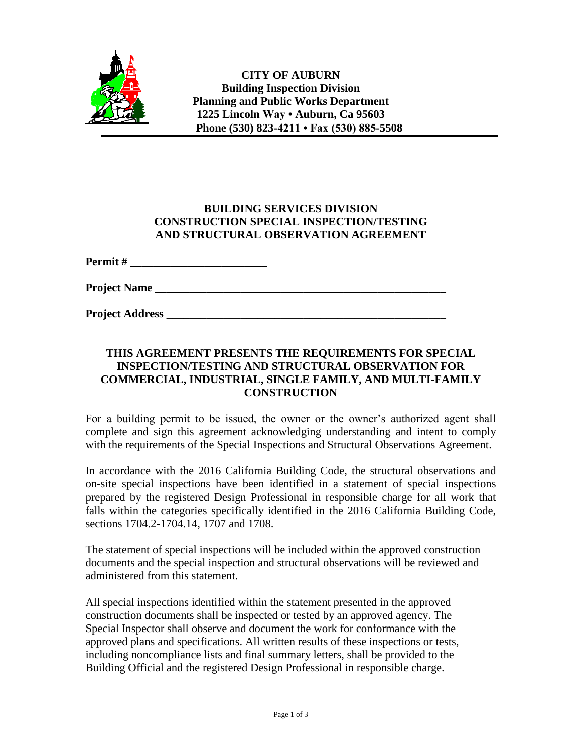**CITY OF AUBURN**
**Building Inspection Division**
**Planning and Public Works Department**
**1225 Lincoln Way • Auburn, Ca 95603**
**Phone (530) 823-4211 • Fax (530) 885-5508**

---

## BUILDING SERVICES DIVISION
## CONSTRUCTION SPECIAL INSPECTION/TESTING AND STRUCTURAL OBSERVATION AGREEMENT

**Permit #** ________________________

**Project Name** ____________________________________________________

**Project Address** __________________________________________________

### THIS AGREEMENT PRESENTS THE REQUIREMENTS FOR SPECIAL INSPECTION/TESTING AND STRUCTURAL OBSERVATION FOR COMMERCIAL, INDUSTRIAL, SINGLE FAMILY, AND MULTI-FAMILY CONSTRUCTION

For a building permit to be issued, the owner or the owner's authorized agent shall complete and sign this agreement acknowledging understanding and intent to comply with the requirements of the Special Inspections and Structural Observations Agreement.

In accordance with the 2016 California Building Code, the structural observations and on-site special inspections have been identified in a statement of special inspections prepared by the registered Design Professional in responsible charge for all work that falls within the categories specifically identified in the 2016 California Building Code, sections 1704.2-1704.14, 1707 and 1708.

The statement of special inspections will be included within the approved construction documents and the special inspection and structural observations will be reviewed and administered from this statement.

All special inspections identified within the statement presented in the approved construction documents shall be inspected or tested by an approved agency. The Special Inspector shall observe and document the work for conformance with the approved plans and specifications. All written results of these inspections or tests, including noncompliance lists and final summary letters, shall be provided to the Building Official and the registered Design Professional in responsible charge.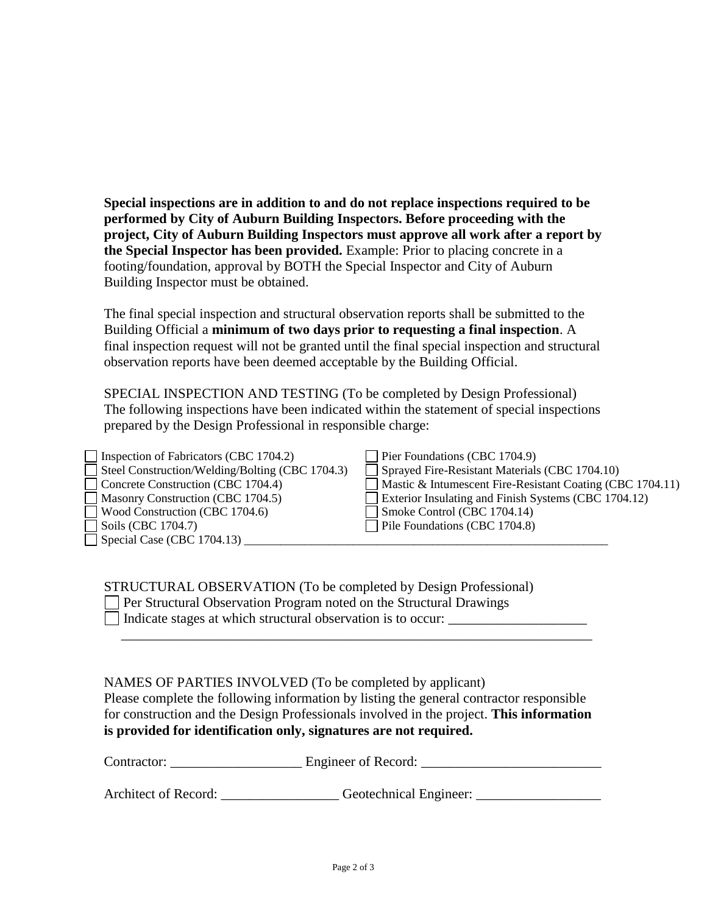**Special inspections are in addition to and do not replace inspections required to be performed by City of Auburn Building Inspectors. Before proceeding with the project, City of Auburn Building Inspectors must approve all work after a report by the Special Inspector has been provided.** Example: Prior to placing concrete in a footing/foundation, approval by BOTH the Special Inspector and City of Auburn Building Inspector must be obtained.

The final special inspection and structural observation reports shall be submitted to the Building Official a **minimum of two days prior to requesting a final inspection**. A final inspection request will not be granted until the final special inspection and structural observation reports have been deemed acceptable by the Building Official.

SPECIAL INSPECTION AND TESTING (To be completed by Design Professional)
The following inspections have been indicated within the statement of special inspections prepared by the Design Professional in responsible charge:

- ☐ Inspection of Fabricators (CBC 1704.2)
- ☐ Steel Construction/Welding/Bolting (CBC 1704.3)
- ☐ Concrete Construction (CBC 1704.4)
- ☐ Masonry Construction (CBC 1704.5)
- ☐ Wood Construction (CBC 1704.6)
- ☐ Soils (CBC 1704.7)
- ☐ Pier Foundations (CBC 1704.9)
- ☐ Sprayed Fire-Resistant Materials (CBC 1704.10)
- ☐ Mastic & Intumescent Fire-Resistant Coating (CBC 1704.11)
- ☐ Exterior Insulating and Finish Systems (CBC 1704.12)
- ☐ Smoke Control (CBC 1704.14)
- ☐ Pile Foundations (CBC 1704.8)
- ☐ Special Case (CBC 1704.13) ______________________________________________

STRUCTURAL OBSERVATION (To be completed by Design Professional)

- ☐ Per Structural Observation Program noted on the Structural Drawings
- ☐ Indicate stages at which structural observation is to occur: ____________________
  ______________________________________________________________________

NAMES OF PARTIES INVOLVED (To be completed by applicant)
Please complete the following information by listing the general contractor responsible for construction and the Design Professionals involved in the project. **This information is provided for identification only, signatures are not required.**

Contractor: ___________________ Engineer of Record: __________________________

Architect of Record: _________________ Geotechnical Engineer: __________________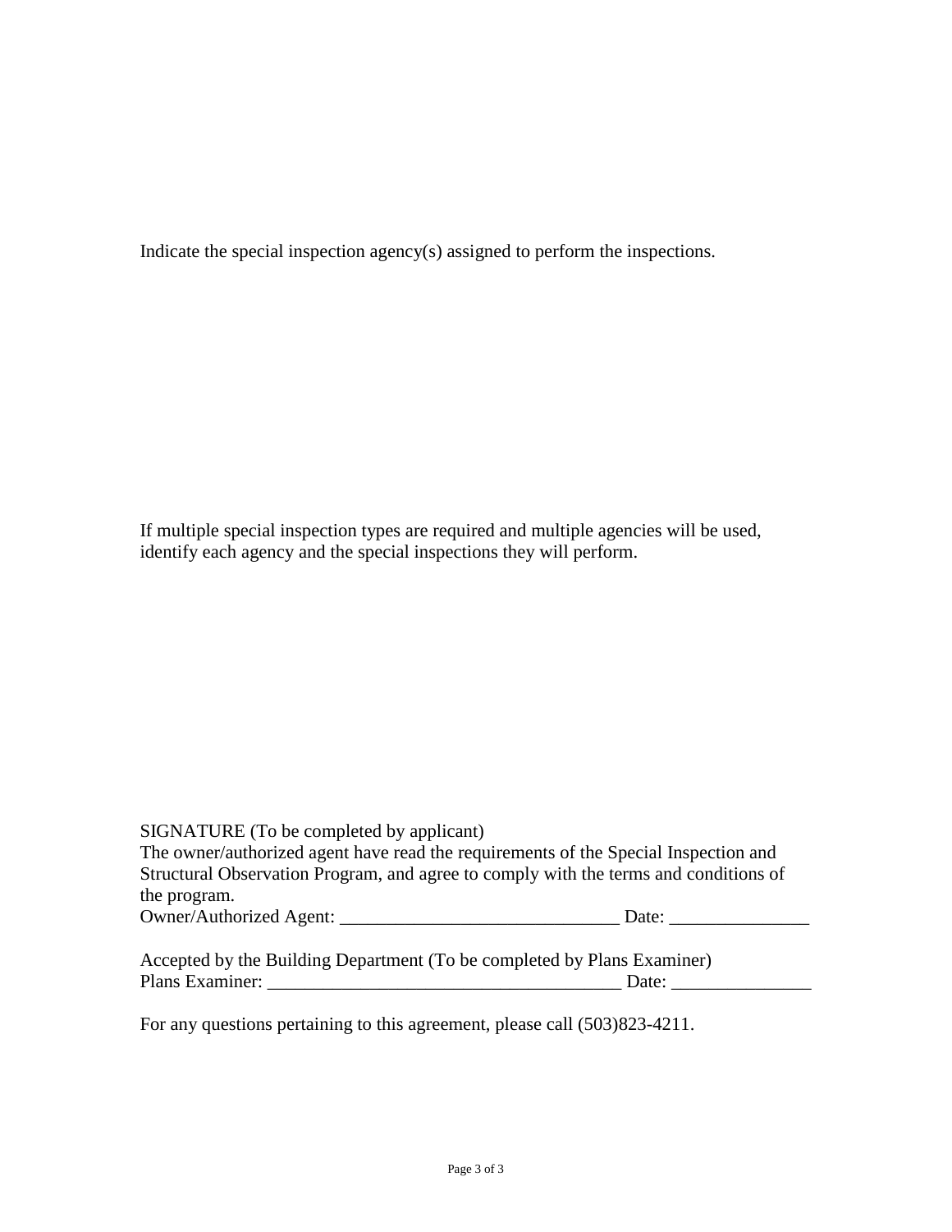Indicate the special inspection agency(s) assigned to perform the inspections.

If multiple special inspection types are required and multiple agencies will be used, identify each agency and the special inspections they will perform.

SIGNATURE (To be completed by applicant)
The owner/authorized agent have read the requirements of the Special Inspection and Structural Observation Program, and agree to comply with the terms and conditions of the program.
Owner/Authorized Agent: ______________________________ Date: _______________

Accepted by the Building Department (To be completed by Plans Examiner)
Plans Examiner: ______________________________________ Date: _______________

For any questions pertaining to this agreement, please call (503)823-4211.